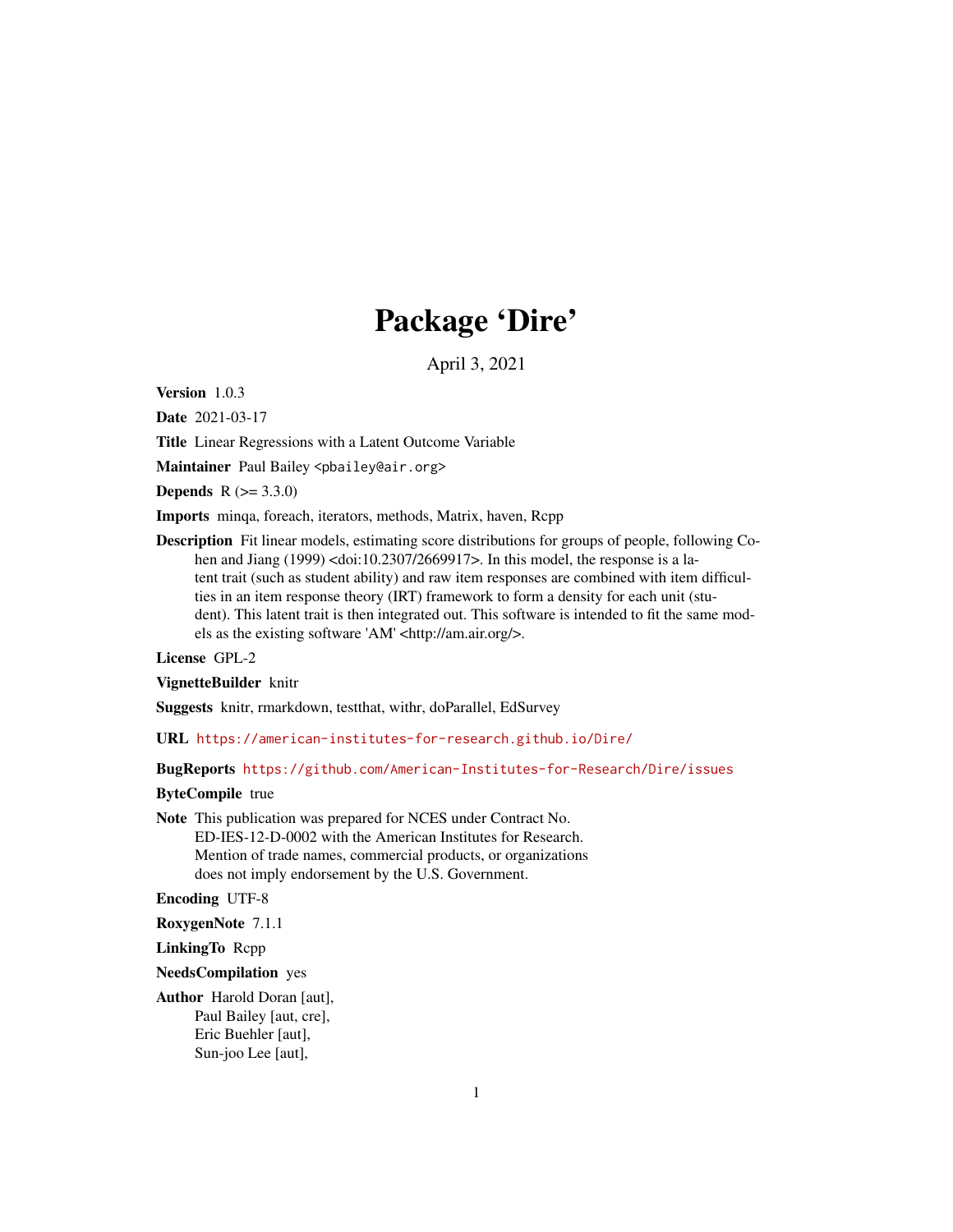# Package 'Dire'

April 3, 2021

**Version** 1.0.3

**Date** 2021-03-17

**Title** Linear Regressions with a Latent Outcome Variable

**Maintainer** Paul Bailey <pbailey@air.org>

**Depends** R (>= 3.3.0)

**Imports** minqa, foreach, iterators, methods, Matrix, haven, Rcpp

**Description** Fit linear models, estimating score distributions for groups of people, following Cohen and Jiang (1999) <doi:10.2307/2669917>. In this model, the response is a latent trait (such as student ability) and raw item responses are combined with item difficulties in an item response theory (IRT) framework to form a density for each unit (student). This latent trait is then integrated out. This software is intended to fit the same models as the existing software 'AM' <http://am.air.org/>.

**License** GPL-2

**VignetteBuilder** knitr

**Suggests** knitr, rmarkdown, testthat, withr, doParallel, EdSurvey

**URL** https://american-institutes-for-research.github.io/Dire/

**BugReports** https://github.com/American-Institutes-for-Research/Dire/issues

**ByteCompile** true

**Note** This publication was prepared for NCES under Contract No. ED-IES-12-D-0002 with the American Institutes for Research. Mention of trade names, commercial products, or organizations does not imply endorsement by the U.S. Government.

**Encoding** UTF-8

**RoxygenNote** 7.1.1

**LinkingTo** Rcpp

**NeedsCompilation** yes

**Author** Harold Doran [aut],
Paul Bailey [aut, cre],
Eric Buehler [aut],
Sun-joo Lee [aut],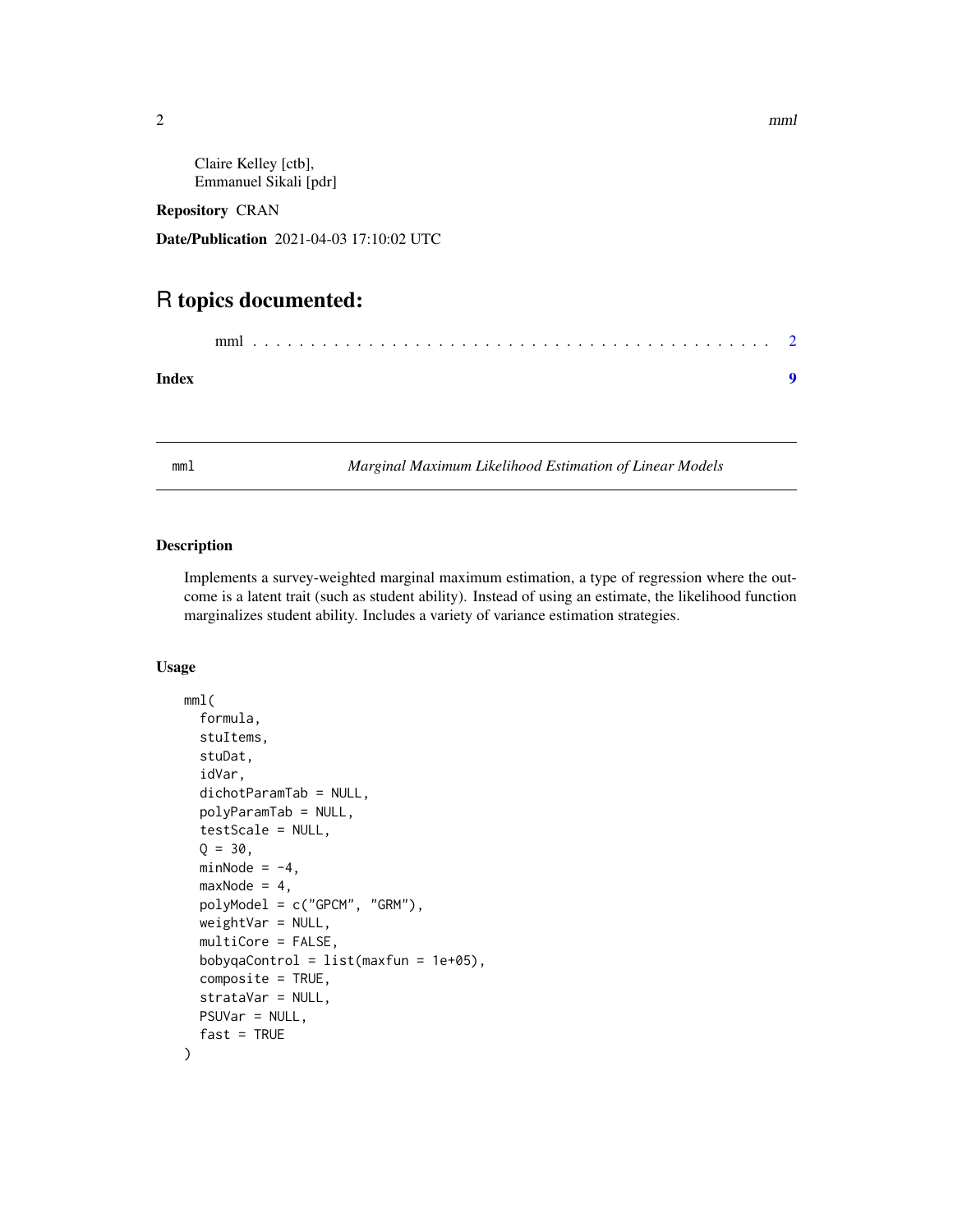Claire Kelley [ctb],
Emmanuel Sikali [pdr]

**Repository** CRAN

**Date/Publication** 2021-04-03 17:10:02 UTC

# R topics documented:

mml . . . . . . . . . . . . . . . . . . . . . . . . . . . . . . . . . . . . . . . . . . . . . 2

**Index** 9

---

mml — *Marginal Maximum Likelihood Estimation of Linear Models*

---

## Description

Implements a survey-weighted marginal maximum estimation, a type of regression where the outcome is a latent trait (such as student ability). Instead of using an estimate, the likelihood function marginalizes student ability. Includes a variety of variance estimation strategies.

## Usage

```
mml(
  formula,
  stuItems,
  stuDat,
  idVar,
  dichotParamTab = NULL,
  polyParamTab = NULL,
  testScale = NULL,
  Q = 30,
  minNode = -4,
  maxNode = 4,
  polyModel = c("GPCM", "GRM"),
  weightVar = NULL,
  multiCore = FALSE,
  bobyqaControl = list(maxfun = 1e+05),
  composite = TRUE,
  strataVar = NULL,
  PSUVar = NULL,
  fast = TRUE
)
```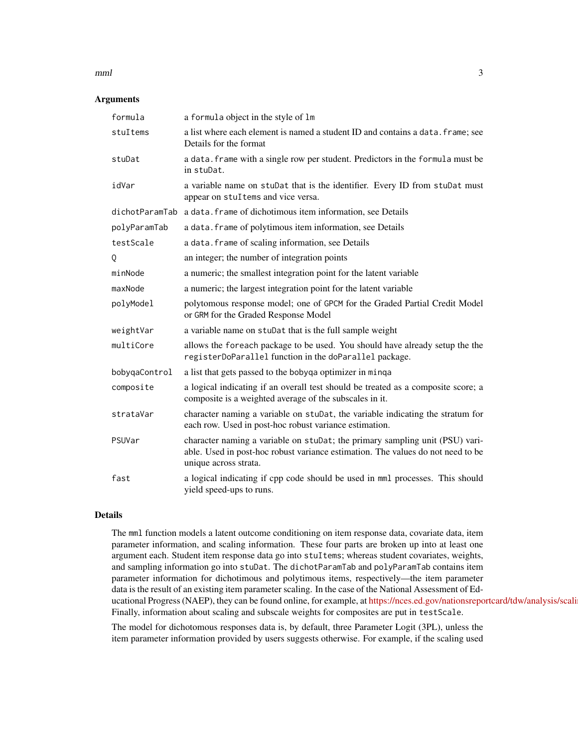## Arguments

| | |
|---|---|
| `formula` | a `formula` object in the style of `lm` |
| `stuItems` | a list where each element is named a student ID and contains a `data.frame`; see Details for the format |
| `stuDat` | a `data.frame` with a single row per student. Predictors in the `formula` must be in `stuDat`. |
| `idVar` | a variable name on `stuDat` that is the identifier. Every ID from `stuDat` must appear on `stuItems` and vice versa. |
| `dichotParamTab` | a `data.frame` of dichotimous item information, see Details |
| `polyParamTab` | a `data.frame` of polytimous item information, see Details |
| `testScale` | a `data.frame` of scaling information, see Details |
| `Q` | an integer; the number of integration points |
| `minNode` | a numeric; the smallest integration point for the latent variable |
| `maxNode` | a numeric; the largest integration point for the latent variable |
| `polyModel` | polytomous response model; one of `GPCM` for the Graded Partial Credit Model or `GRM` for the Graded Response Model |
| `weightVar` | a variable name on `stuDat` that is the full sample weight |
| `multiCore` | allows the `foreach` package to be used. You should have already setup the the `registerDoParallel` function in the `doParallel` package. |
| `bobyqaControl` | a list that gets passed to the `bobyqa` optimizer in `minqa` |
| `composite` | a logical indicating if an overall test should be treated as a composite score; a composite is a weighted average of the subscales in it. |
| `strataVar` | character naming a variable on `stuDat`, the variable indicating the stratum for each row. Used in post-hoc robust variance estimation. |
| `PSUVar` | character naming a variable on `stuDat`; the primary sampling unit (PSU) variable. Used in post-hoc robust variance estimation. The values do not need to be unique across strata. |
| `fast` | a logical indicating if cpp code should be used in `mml` processes. This should yield speed-ups to runs. |

## Details

The `mml` function models a latent outcome conditioning on item response data, covariate data, item parameter information, and scaling information. These four parts are broken up into at least one argument each. Student item response data go into `stuItems`; whereas student covariates, weights, and sampling information go into `stuDat`. The `dichotParamTab` and `polyParamTab` contains item parameter information for dichotimous and polytimous items, respectively—the item parameter data is the result of an existing item parameter scaling. In the case of the National Assessment of Educational Progress (NAEP), they can be found online, for example, at https://nces.ed.gov/nationsreportcard/tdw/analysis/scali Finally, information about scaling and subscale weights for composites are put in `testScale`.

The model for dichotomous responses data is, by default, three Parameter Logit (3PL), unless the item parameter information provided by users suggests otherwise. For example, if the scaling used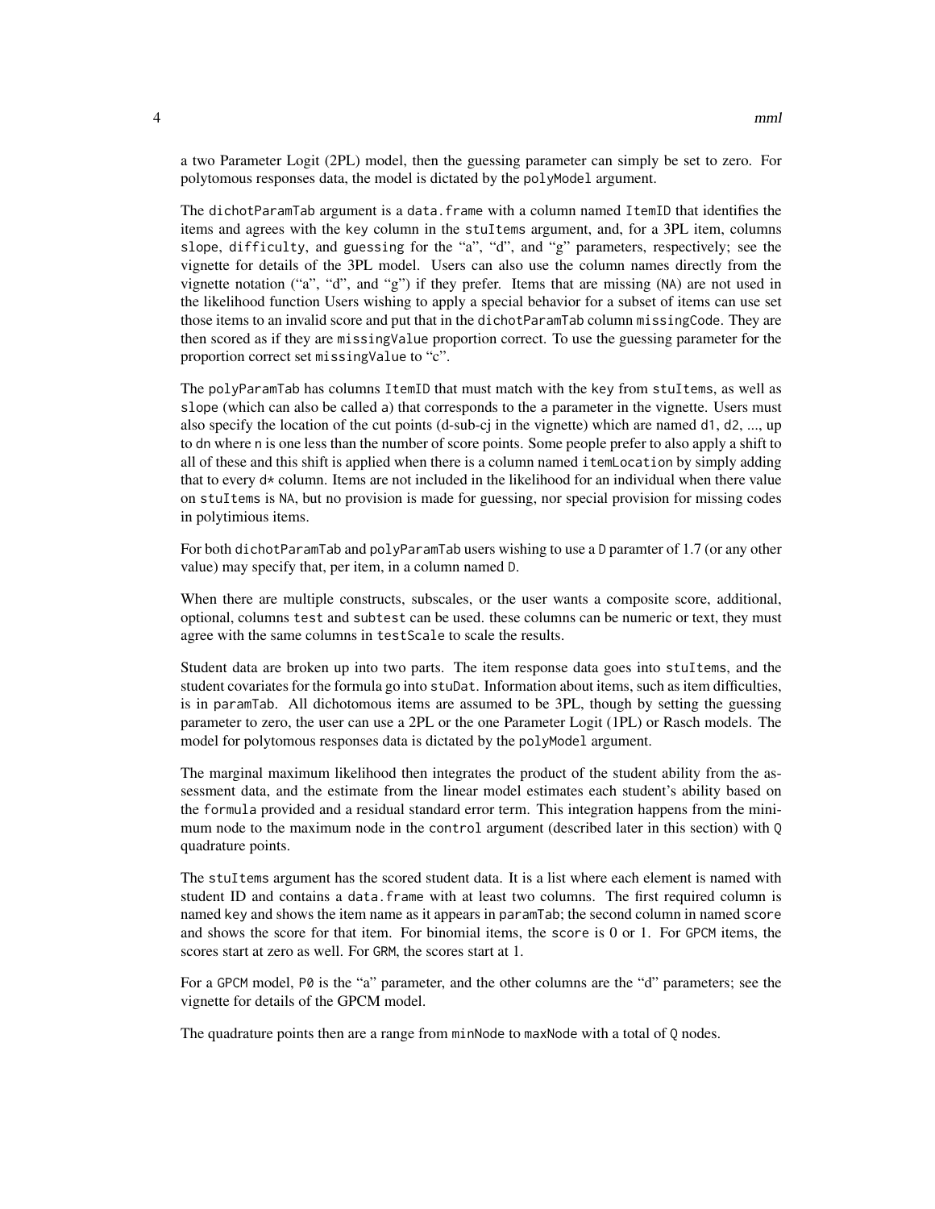a two Parameter Logit (2PL) model, then the guessing parameter can simply be set to zero. For polytomous responses data, the model is dictated by the `polyModel` argument.

The `dichotParamTab` argument is a `data.frame` with a column named `ItemID` that identifies the items and agrees with the `key` column in the `stuItems` argument, and, for a 3PL item, columns `slope`, `difficulty`, and `guessing` for the "a", "d", and "g" parameters, respectively; see the vignette for details of the 3PL model. Users can also use the column names directly from the vignette notation ("a", "d", and "g") if they prefer. Items that are missing (`NA`) are not used in the likelihood function Users wishing to apply a special behavior for a subset of items can use set those items to an invalid score and put that in the `dichotParamTab` column `missingCode`. They are then scored as if they are `missingValue` proportion correct. To use the guessing parameter for the proportion correct set `missingValue` to "c".

The `polyParamTab` has columns `ItemID` that must match with the `key` from `stuItems`, as well as `slope` (which can also be called `a`) that corresponds to the `a` parameter in the vignette. Users must also specify the location of the cut points (d-sub-cj in the vignette) which are named `d1`, `d2`, ..., up to `dn` where `n` is one less than the number of score points. Some people prefer to also apply a shift to all of these and this shift is applied when there is a column named `itemLocation` by simply adding that to every `d*` column. Items are not included in the likelihood for an individual when there value on `stuItems` is `NA`, but no provision is made for guessing, nor special provision for missing codes in polytimious items.

For both `dichotParamTab` and `polyParamTab` users wishing to use a `D` paramter of 1.7 (or any other value) may specify that, per item, in a column named `D`.

When there are multiple constructs, subscales, or the user wants a composite score, additional, optional, columns `test` and `subtest` can be used. these columns can be numeric or text, they must agree with the same columns in `testScale` to scale the results.

Student data are broken up into two parts. The item response data goes into `stuItems`, and the student covariates for the formula go into `stuDat`. Information about items, such as item difficulties, is in `paramTab`. All dichotomous items are assumed to be 3PL, though by setting the guessing parameter to zero, the user can use a 2PL or the one Parameter Logit (1PL) or Rasch models. The model for polytomous responses data is dictated by the `polyModel` argument.

The marginal maximum likelihood then integrates the product of the student ability from the assessment data, and the estimate from the linear model estimates each student's ability based on the `formula` provided and a residual standard error term. This integration happens from the minimum node to the maximum node in the `control` argument (described later in this section) with `Q` quadrature points.

The `stuItems` argument has the scored student data. It is a list where each element is named with student ID and contains a `data.frame` with at least two columns. The first required column is named `key` and shows the item name as it appears in `paramTab`; the second column in named `score` and shows the score for that item. For binomial items, the `score` is 0 or 1. For `GPCM` items, the scores start at zero as well. For `GRM`, the scores start at 1.

For a `GPCM` model, `P0` is the "a" parameter, and the other columns are the "d" parameters; see the vignette for details of the GPCM model.

The quadrature points then are a range from `minNode` to `maxNode` with a total of `Q` nodes.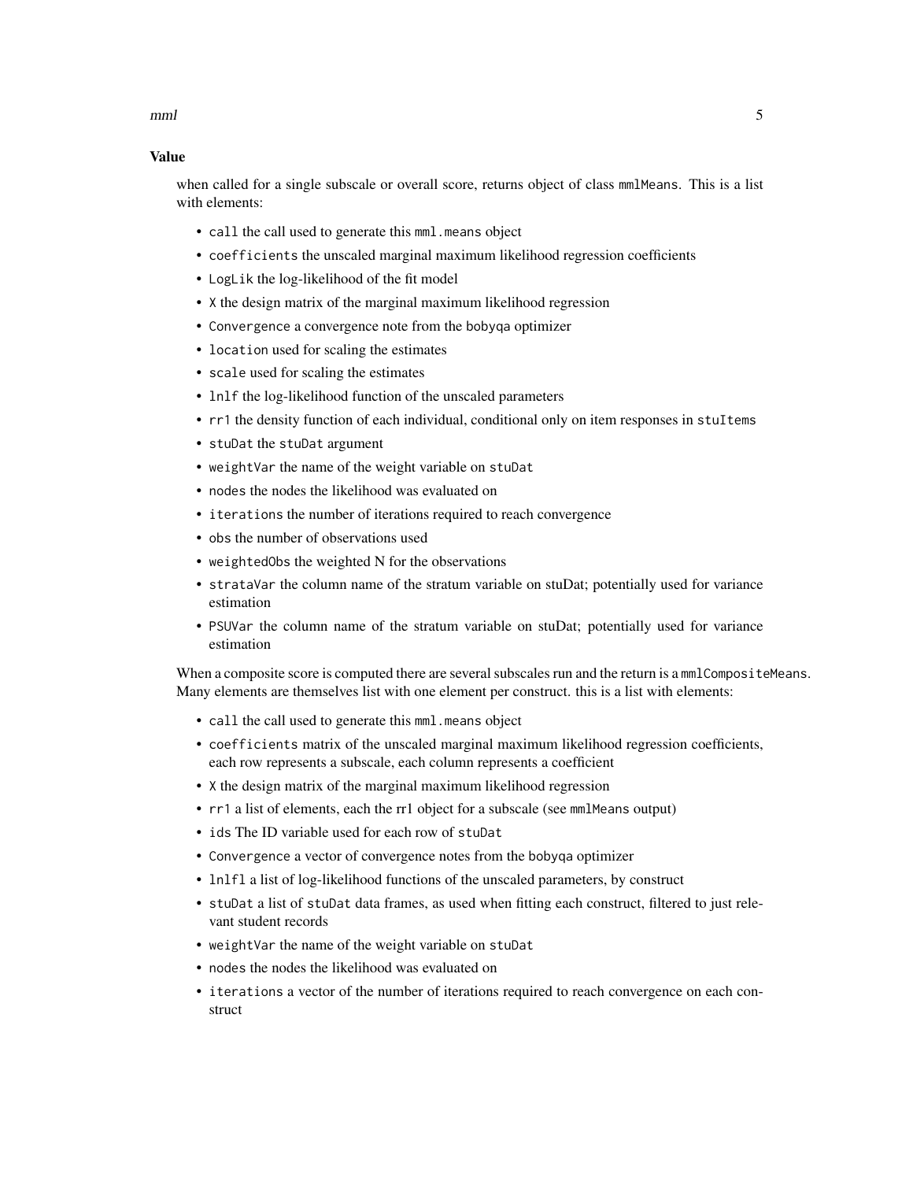### Value

when called for a single subscale or overall score, returns object of class `mmlMeans`. This is a list with elements:

- `call` the call used to generate this `mml.means` object
- `coefficients` the unscaled marginal maximum likelihood regression coefficients
- `LogLik` the log-likelihood of the fit model
- `X` the design matrix of the marginal maximum likelihood regression
- `Convergence` a convergence note from the bobyqa optimizer
- `location` used for scaling the estimates
- `scale` used for scaling the estimates
- `lnlf` the log-likelihood function of the unscaled parameters
- `rr1` the density function of each individual, conditional only on item responses in `stuItems`
- `stuDat` the `stuDat` argument
- `weightVar` the name of the weight variable on `stuDat`
- `nodes` the nodes the likelihood was evaluated on
- `iterations` the number of iterations required to reach convergence
- `obs` the number of observations used
- `weightedObs` the weighted N for the observations
- `strataVar` the column name of the stratum variable on stuDat; potentially used for variance estimation
- `PSUVar` the column name of the stratum variable on stuDat; potentially used for variance estimation

When a composite score is computed there are several subscales run and the return is a `mmlCompositeMeans`. Many elements are themselves list with one element per construct. this is a list with elements:

- `call` the call used to generate this `mml.means` object
- `coefficients` matrix of the unscaled marginal maximum likelihood regression coefficients, each row represents a subscale, each column represents a coefficient
- `X` the design matrix of the marginal maximum likelihood regression
- `rr1` a list of elements, each the rr1 object for a subscale (see `mmlMeans` output)
- `ids` The ID variable used for each row of `stuDat`
- `Convergence` a vector of convergence notes from the bobyqa optimizer
- `lnlfl` a list of log-likelihood functions of the unscaled parameters, by construct
- `stuDat` a list of `stuDat` data frames, as used when fitting each construct, filtered to just relevant student records
- `weightVar` the name of the weight variable on `stuDat`
- `nodes` the nodes the likelihood was evaluated on
- `iterations` a vector of the number of iterations required to reach convergence on each construct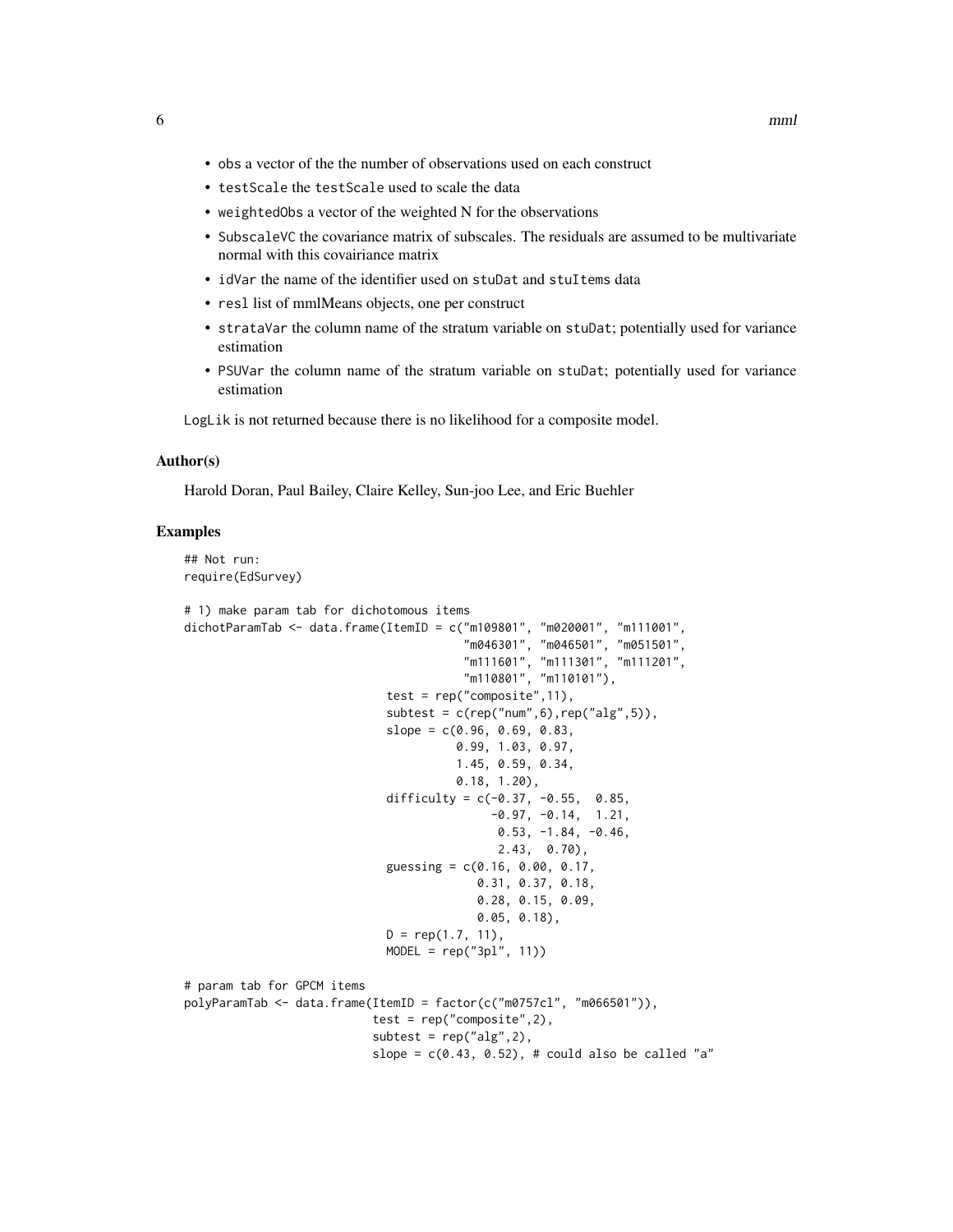- `obs` a vector of the the number of observations used on each construct
- `testScale` the `testScale` used to scale the data
- `weightedObs` a vector of the weighted N for the observations
- `SubscaleVC` the covariance matrix of subscales. The residuals are assumed to be multivariate normal with this covairiance matrix
- `idVar` the name of the identifier used on `stuDat` and `stuItems` data
- `resl` list of mmlMeans objects, one per construct
- `strataVar` the column name of the stratum variable on `stuDat`; potentially used for variance estimation
- `PSUVar` the column name of the stratum variable on `stuDat`; potentially used for variance estimation

`LogLik` is not returned because there is no likelihood for a composite model.

### Author(s)

Harold Doran, Paul Bailey, Claire Kelley, Sun-joo Lee, and Eric Buehler

### Examples

```
## Not run:
require(EdSurvey)

# 1) make param tab for dichotomous items
dichotParamTab <- data.frame(ItemID = c("m109801", "m020001", "m111001",
                                        "m046301", "m046501", "m051501",
                                        "m111601", "m111301", "m111201",
                                        "m110801", "m110101"),
                             test = rep("composite",11),
                             subtest = c(rep("num",6),rep("alg",5)),
                             slope = c(0.96, 0.69, 0.83,
                                       0.99, 1.03, 0.97,
                                       1.45, 0.59, 0.34,
                                       0.18, 1.20),
                             difficulty = c(-0.37, -0.55,  0.85,
                                            -0.97, -0.14,  1.21,
                                             0.53, -1.84, -0.46,
                                             2.43,  0.70),
                             guessing = c(0.16, 0.00, 0.17,
                                          0.31, 0.37, 0.18,
                                          0.28, 0.15, 0.09,
                                          0.05, 0.18),
                             D = rep(1.7, 11),
                             MODEL = rep("3pl", 11))

# param tab for GPCM items
polyParamTab <- data.frame(ItemID = factor(c("m0757cl", "m066501")),
                           test = rep("composite",2),
                           subtest = rep("alg",2),
                           slope = c(0.43, 0.52), # could also be called "a"
```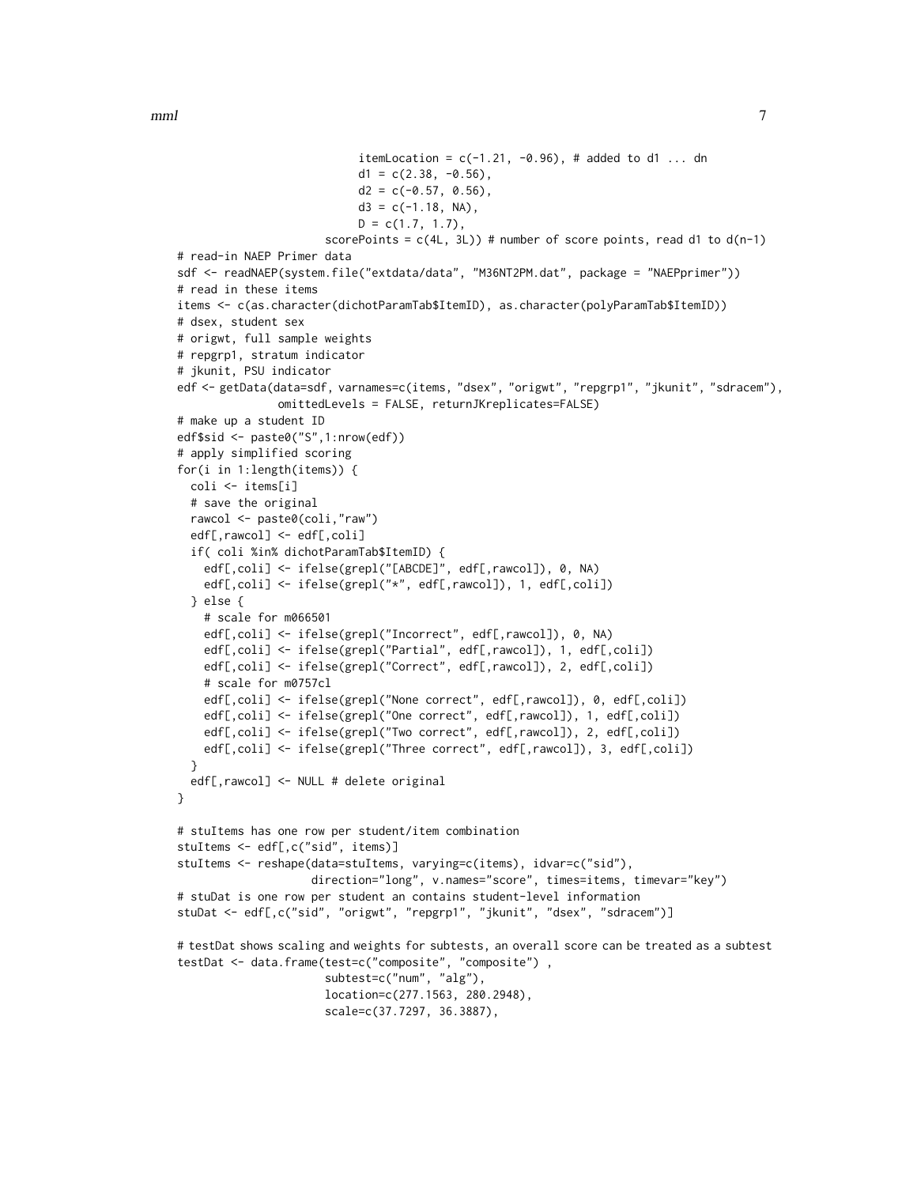```
                          itemLocation = c(-1.21, -0.96), # added to d1 ... dn
                          d1 = c(2.38, -0.56),
                          d2 = c(-0.57, 0.56),
                          d3 = c(-1.18, NA),
                          D = c(1.7, 1.7),
                       scorePoints = c(4L, 3L)) # number of score points, read d1 to d(n-1)
# read-in NAEP Primer data
sdf <- readNAEP(system.file("extdata/data", "M36NT2PM.dat", package = "NAEPprimer"))
# read in these items
items <- c(as.character(dichotParamTab$ItemID), as.character(polyParamTab$ItemID))
# dsex, student sex
# origwt, full sample weights
# repgrp1, stratum indicator
# jkunit, PSU indicator
edf <- getData(data=sdf, varnames=c(items, "dsex", "origwt", "repgrp1", "jkunit", "sdracem"),
               omittedLevels = FALSE, returnJKreplicates=FALSE)
# make up a student ID
edf$sid <- paste0("S",1:nrow(edf))
# apply simplified scoring
for(i in 1:length(items)) {
  coli <- items[i]
  # save the original
  rawcol <- paste0(coli,"raw")
  edf[,rawcol] <- edf[,coli]
  if( coli %in% dichotParamTab$ItemID) {
    edf[,coli] <- ifelse(grepl("[ABCDE]", edf[,rawcol]), 0, NA)
    edf[,coli] <- ifelse(grepl("*", edf[,rawcol]), 1, edf[,coli])
  } else {
    # scale for m066501
    edf[,coli] <- ifelse(grepl("Incorrect", edf[,rawcol]), 0, NA)
    edf[,coli] <- ifelse(grepl("Partial", edf[,rawcol]), 1, edf[,coli])
    edf[,coli] <- ifelse(grepl("Correct", edf[,rawcol]), 2, edf[,coli])
    # scale for m0757cl
    edf[,coli] <- ifelse(grepl("None correct", edf[,rawcol]), 0, edf[,coli])
    edf[,coli] <- ifelse(grepl("One correct", edf[,rawcol]), 1, edf[,coli])
    edf[,coli] <- ifelse(grepl("Two correct", edf[,rawcol]), 2, edf[,coli])
    edf[,coli] <- ifelse(grepl("Three correct", edf[,rawcol]), 3, edf[,coli])
  }
  edf[,rawcol] <- NULL # delete original
}

# stuItems has one row per student/item combination
stuItems <- edf[,c("sid", items)]
stuItems <- reshape(data=stuItems, varying=c(items), idvar=c("sid"),
                    direction="long", v.names="score", times=items, timevar="key")
# stuDat is one row per student an contains student-level information
stuDat <- edf[,c("sid", "origwt", "repgrp1", "jkunit", "dsex", "sdracem")]

# testDat shows scaling and weights for subtests, an overall score can be treated as a subtest
testDat <- data.frame(test=c("composite", "composite") ,
                      subtest=c("num", "alg"),
                      location=c(277.1563, 280.2948),
                      scale=c(37.7297, 36.3887),
```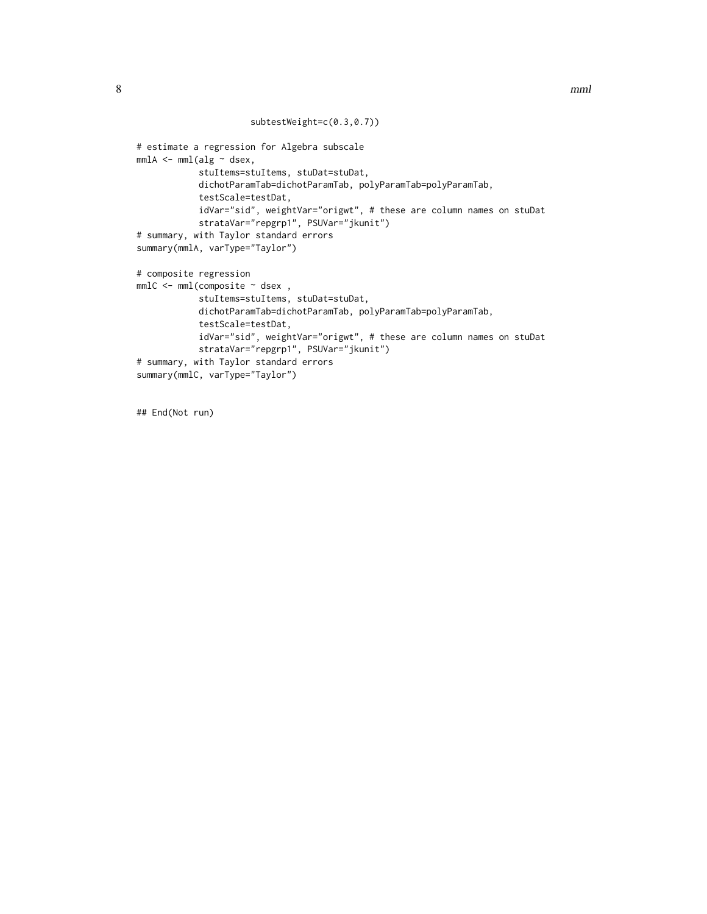```
                    subtestWeight=c(0.3,0.7))

# estimate a regression for Algebra subscale
mmlA <- mml(alg ~ dsex,
            stuItems=stuItems, stuDat=stuDat,
            dichotParamTab=dichotParamTab, polyParamTab=polyParamTab,
            testScale=testDat,
            idVar="sid", weightVar="origwt", # these are column names on stuDat
            strataVar="repgrp1", PSUVar="jkunit")
# summary, with Taylor standard errors
summary(mmlA, varType="Taylor")

# composite regression
mmlC <- mml(composite ~ dsex ,
            stuItems=stuItems, stuDat=stuDat,
            dichotParamTab=dichotParamTab, polyParamTab=polyParamTab,
            testScale=testDat,
            idVar="sid", weightVar="origwt", # these are column names on stuDat
            strataVar="repgrp1", PSUVar="jkunit")
# summary, with Taylor standard errors
summary(mmlC, varType="Taylor")


## End(Not run)
```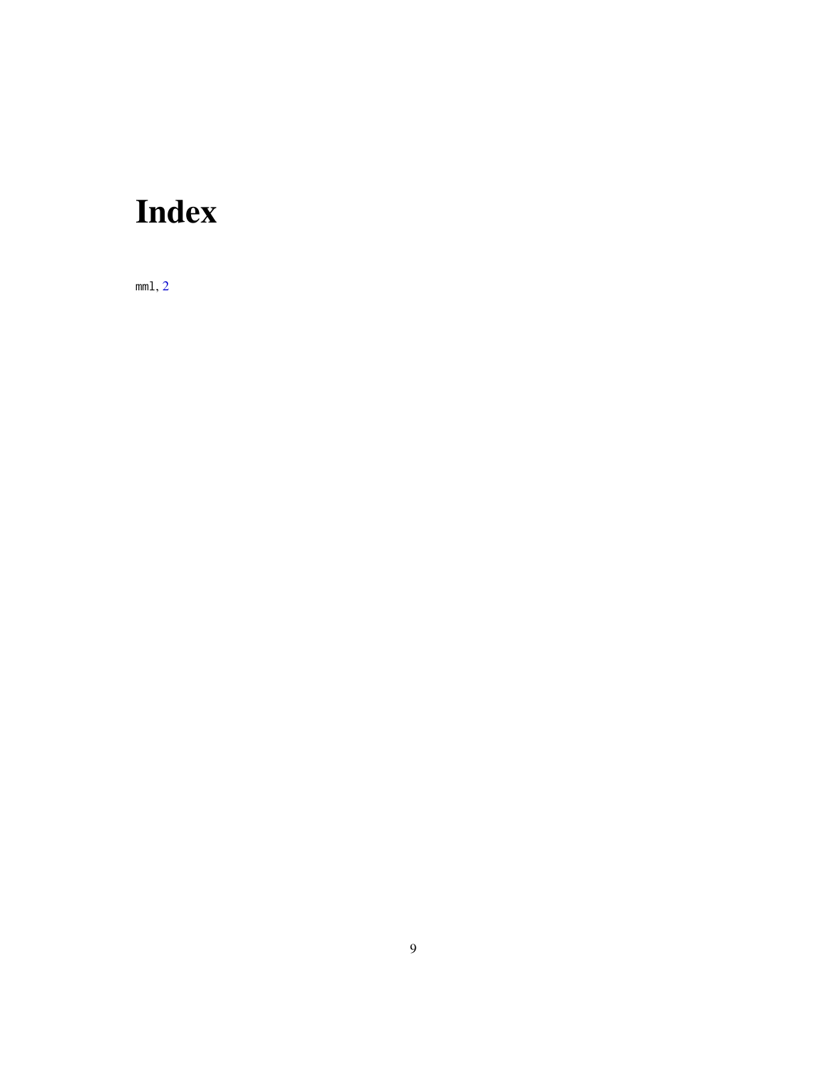# Index

`mml`, 2